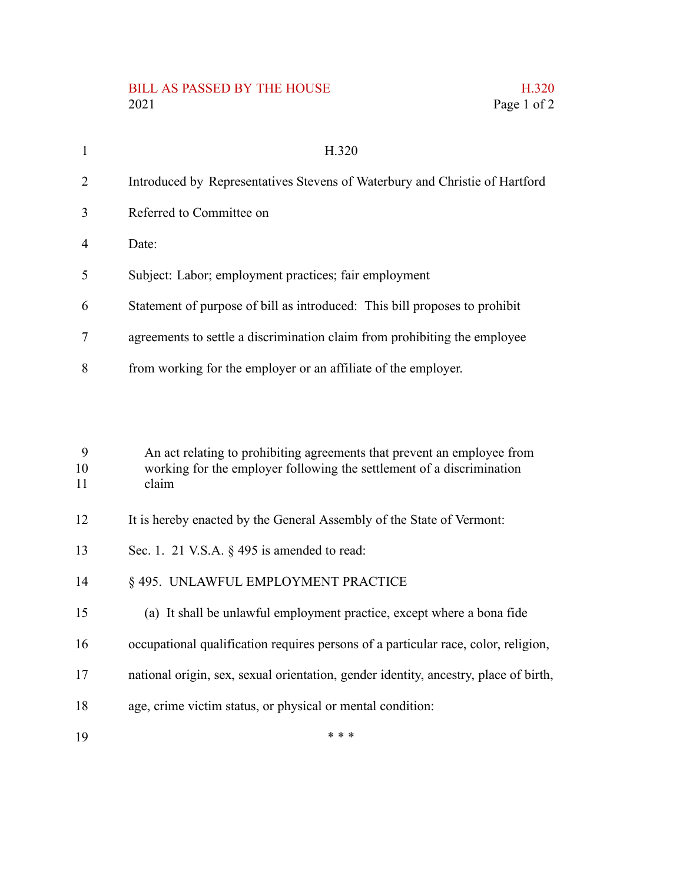# H.320

Introduced by Representatives Stevens of Waterbury and Christie of Hartford

Referred to Committee on

Date:

Subject: Labor; employment practices; fair employment

Statement of purpose of bill as introduced: This bill proposes to prohibit agreements to settle a discrimination claim from prohibiting the employee from working for the employer or an affiliate of the employer.

An act relating to prohibiting agreements that prevent an employee from working for the employer following the settlement of a discrimination claim

It is hereby enacted by the General Assembly of the State of Vermont:

Sec. 1. 21 V.S.A. § 495 is amended to read:

§ 495. UNLAWFUL EMPLOYMENT PRACTICE

(a) It shall be unlawful employment practice, except where a bona fide occupational qualification requires persons of a particular race, color, religion, national origin, sex, sexual orientation, gender identity, ancestry, place of birth, age, crime victim status, or physical or mental condition:

\* \* \*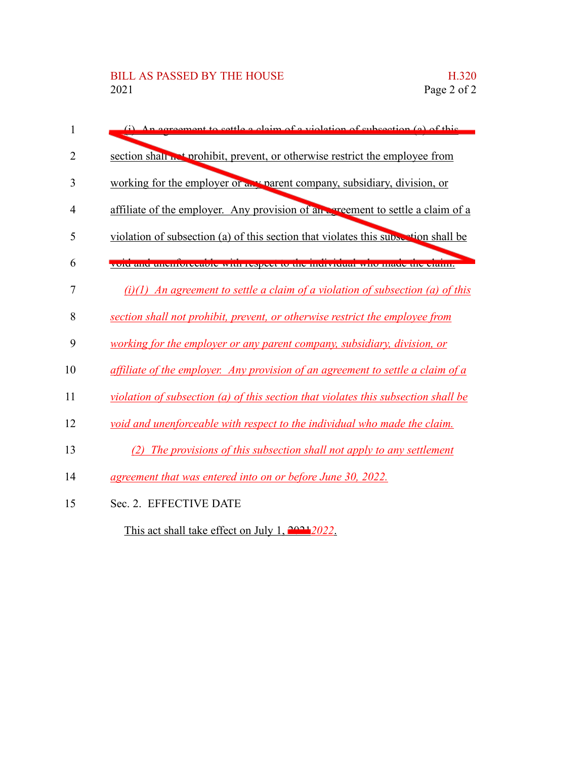~~(i) An agreement to settle a claim of a violation of subsection (a) of this section shall not prohibit, prevent, or otherwise restrict the employee from working for the employer or any parent company, subsidiary, division, or affiliate of the employer. Any provision of an agreement to settle a claim of a violation of subsection (a) of this section that violates this subsection shall be void and unenforceable with respect to the individual who made the claim.~~

*(i)(1) An agreement to settle a claim of a violation of subsection (a) of this section shall not prohibit, prevent, or otherwise restrict the employee from working for the employer or any parent company, subsidiary, division, or affiliate of the employer. Any provision of an agreement to settle a claim of a violation of subsection (a) of this section that violates this subsection shall be void and unenforceable with respect to the individual who made the claim.*

*(2) The provisions of this subsection shall not apply to any settlement agreement that was entered into on or before June 30, 2022.*

Sec. 2. EFFECTIVE DATE

This act shall take effect on July 1, ~~2021~~ *2022*.